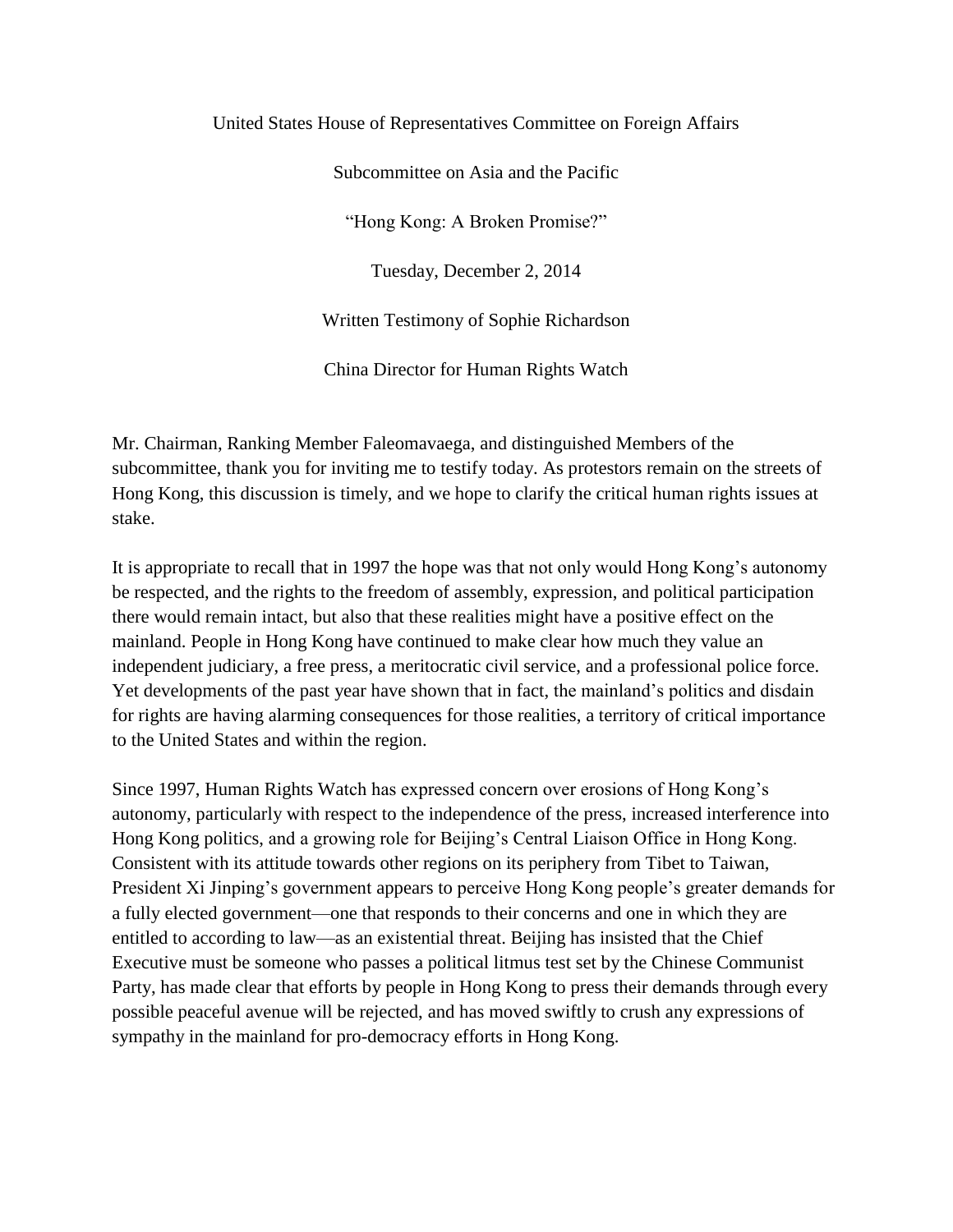United States House of Representatives Committee on Foreign Affairs

Subcommittee on Asia and the Pacific

"Hong Kong: A Broken Promise?"

Tuesday, December 2, 2014

Written Testimony of Sophie Richardson

China Director for Human Rights Watch

Mr. Chairman, Ranking Member Faleomavaega, and distinguished Members of the subcommittee, thank you for inviting me to testify today. As protestors remain on the streets of Hong Kong, this discussion is timely, and we hope to clarify the critical human rights issues at stake.

It is appropriate to recall that in 1997 the hope was that not only would Hong Kong's autonomy be respected, and the rights to the freedom of assembly, expression, and political participation there would remain intact, but also that these realities might have a positive effect on the mainland. People in Hong Kong have continued to make clear how much they value an independent judiciary, a free press, a meritocratic civil service, and a professional police force. Yet developments of the past year have shown that in fact, the mainland's politics and disdain for rights are having alarming consequences for those realities, a territory of critical importance to the United States and within the region.

Since 1997, Human Rights Watch has expressed concern over erosions of Hong Kong's autonomy, particularly with respect to the independence of the press, increased interference into Hong Kong politics, and a growing role for Beijing's Central Liaison Office in Hong Kong. Consistent with its attitude towards other regions on its periphery from Tibet to Taiwan, President Xi Jinping's government appears to perceive Hong Kong people's greater demands for a fully elected government—one that responds to their concerns and one in which they are entitled to according to law—as an existential threat. Beijing has insisted that the Chief Executive must be someone who passes a political litmus test set by the Chinese Communist Party, has made clear that efforts by people in Hong Kong to press their demands through every possible peaceful avenue will be rejected, and has moved swiftly to crush any expressions of sympathy in the mainland for pro-democracy efforts in Hong Kong.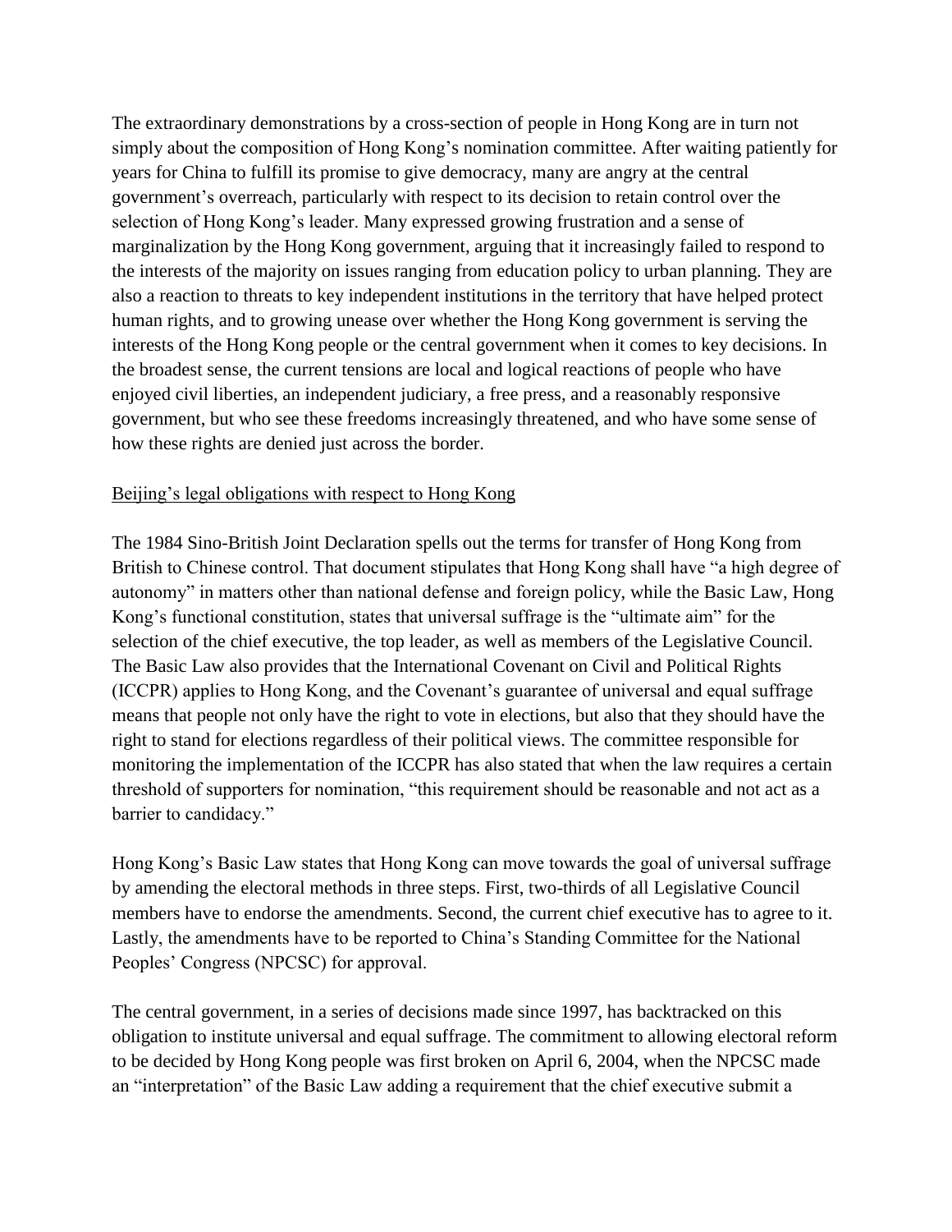The extraordinary demonstrations by a cross-section of people in Hong Kong are in turn not simply about the composition of Hong Kong's nomination committee. After waiting patiently for years for China to fulfill its promise to give democracy, many are angry at the central government's overreach, particularly with respect to its decision to retain control over the selection of Hong Kong's leader. Many expressed growing frustration and a sense of marginalization by the Hong Kong government, arguing that it increasingly failed to respond to the interests of the majority on issues ranging from education policy to urban planning. They are also a reaction to threats to key independent institutions in the territory that have helped protect human rights, and to growing unease over whether the Hong Kong government is serving the interests of the Hong Kong people or the central government when it comes to key decisions. In the broadest sense, the current tensions are local and logical reactions of people who have enjoyed civil liberties, an independent judiciary, a free press, and a reasonably responsive government, but who see these freedoms increasingly threatened, and who have some sense of how these rights are denied just across the border.

## Beijing's legal obligations with respect to Hong Kong

The 1984 Sino-British Joint Declaration spells out the terms for transfer of Hong Kong from British to Chinese control. That document stipulates that Hong Kong shall have "a high degree of autonomy" in matters other than national defense and foreign policy, while the Basic Law, Hong Kong's functional constitution, states that universal suffrage is the "ultimate aim" for the selection of the chief executive, the top leader, as well as members of the Legislative Council. The Basic Law also provides that the International Covenant on Civil and Political Rights (ICCPR) applies to Hong Kong, and the Covenant's guarantee of universal and equal suffrage means that people not only have the right to vote in elections, but also that they should have the right to stand for elections regardless of their political views. The committee responsible for monitoring the implementation of the ICCPR has also stated that when the law requires a certain threshold of supporters for nomination, "this requirement should be reasonable and not act as a barrier to candidacy."

Hong Kong's Basic Law states that Hong Kong can move towards the goal of universal suffrage by amending the electoral methods in three steps. First, two-thirds of all Legislative Council members have to endorse the amendments. Second, the current chief executive has to agree to it. Lastly, the amendments have to be reported to China's Standing Committee for the National Peoples' Congress (NPCSC) for approval.

The central government, in a series of decisions made since 1997, has backtracked on this obligation to institute universal and equal suffrage. The commitment to allowing electoral reform to be decided by Hong Kong people was first broken on April 6, 2004, when the NPCSC made an "interpretation" of the Basic Law adding a requirement that the chief executive submit a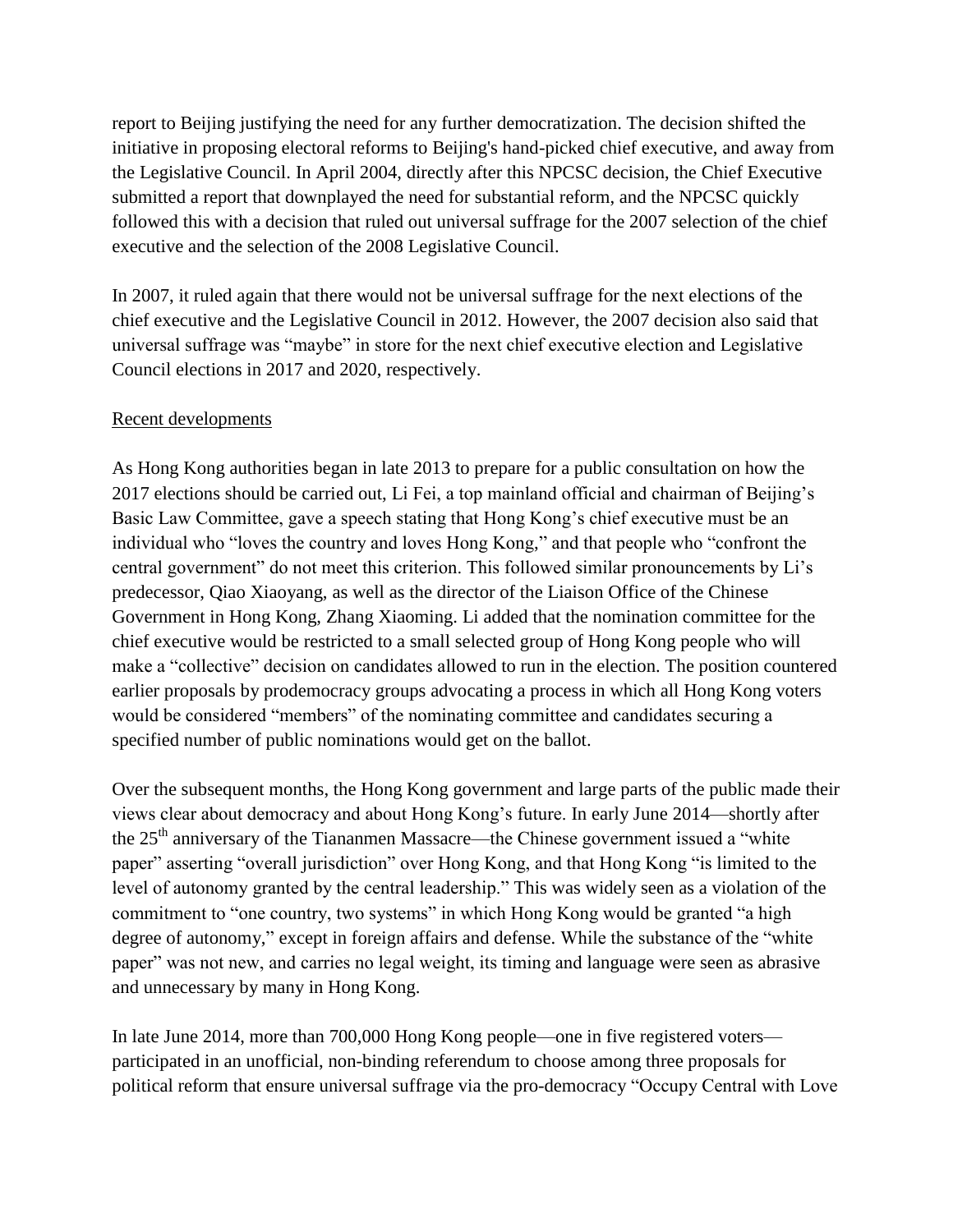report to Beijing justifying the need for any further democratization. The decision shifted the initiative in proposing electoral reforms to Beijing's hand-picked chief executive, and away from the Legislative Council. In April 2004, directly after this NPCSC decision, the Chief Executive submitted a report that downplayed the need for substantial reform, and the NPCSC quickly followed this with a decision that ruled out universal suffrage for the 2007 selection of the chief executive and the selection of the 2008 Legislative Council.

In 2007, it ruled again that there would not be universal suffrage for the next elections of the chief executive and the Legislative Council in 2012. However, the 2007 decision also said that universal suffrage was "maybe" in store for the next chief executive election and Legislative Council elections in 2017 and 2020, respectively.

Recent developments

As Hong Kong authorities began in late 2013 to prepare for a public consultation on how the 2017 elections should be carried out, Li Fei, a top mainland official and chairman of Beijing's Basic Law Committee, gave a speech stating that Hong Kong's chief executive must be an individual who "loves the country and loves Hong Kong," and that people who "confront the central government" do not meet this criterion. This followed similar pronouncements by Li's predecessor, Qiao Xiaoyang, as well as the director of the Liaison Office of the Chinese Government in Hong Kong, Zhang Xiaoming. Li added that the nomination committee for the chief executive would be restricted to a small selected group of Hong Kong people who will make a "collective" decision on candidates allowed to run in the election. The position countered earlier proposals by prodemocracy groups advocating a process in which all Hong Kong voters would be considered "members" of the nominating committee and candidates securing a specified number of public nominations would get on the ballot.

Over the subsequent months, the Hong Kong government and large parts of the public made their views clear about democracy and about Hong Kong's future. In early June 2014—shortly after the 25th anniversary of the Tiananmen Massacre—the Chinese government issued a "white paper" asserting "overall jurisdiction" over Hong Kong, and that Hong Kong "is limited to the level of autonomy granted by the central leadership." This was widely seen as a violation of the commitment to "one country, two systems" in which Hong Kong would be granted "a high degree of autonomy," except in foreign affairs and defense. While the substance of the "white paper" was not new, and carries no legal weight, its timing and language were seen as abrasive and unnecessary by many in Hong Kong.

In late June 2014, more than 700,000 Hong Kong people—one in five registered voters—participated in an unofficial, non-binding referendum to choose among three proposals for political reform that ensure universal suffrage via the pro-democracy "Occupy Central with Love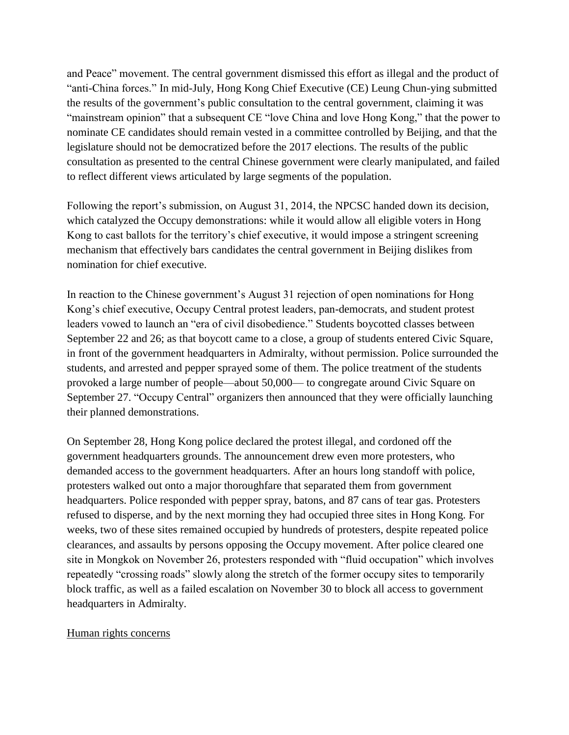and Peace" movement. The central government dismissed this effort as illegal and the product of "anti-China forces." In mid-July, Hong Kong Chief Executive (CE) Leung Chun-ying submitted the results of the government's public consultation to the central government, claiming it was "mainstream opinion" that a subsequent CE "love China and love Hong Kong," that the power to nominate CE candidates should remain vested in a committee controlled by Beijing, and that the legislature should not be democratized before the 2017 elections. The results of the public consultation as presented to the central Chinese government were clearly manipulated, and failed to reflect different views articulated by large segments of the population.

Following the report's submission, on August 31, 2014, the NPCSC handed down its decision, which catalyzed the Occupy demonstrations: while it would allow all eligible voters in Hong Kong to cast ballots for the territory's chief executive, it would impose a stringent screening mechanism that effectively bars candidates the central government in Beijing dislikes from nomination for chief executive.

In reaction to the Chinese government's August 31 rejection of open nominations for Hong Kong's chief executive, Occupy Central protest leaders, pan-democrats, and student protest leaders vowed to launch an "era of civil disobedience." Students boycotted classes between September 22 and 26; as that boycott came to a close, a group of students entered Civic Square, in front of the government headquarters in Admiralty, without permission. Police surrounded the students, and arrested and pepper sprayed some of them. The police treatment of the students provoked a large number of people—about 50,000— to congregate around Civic Square on September 27. "Occupy Central" organizers then announced that they were officially launching their planned demonstrations.

On September 28, Hong Kong police declared the protest illegal, and cordoned off the government headquarters grounds. The announcement drew even more protesters, who demanded access to the government headquarters. After an hours long standoff with police, protesters walked out onto a major thoroughfare that separated them from government headquarters. Police responded with pepper spray, batons, and 87 cans of tear gas. Protesters refused to disperse, and by the next morning they had occupied three sites in Hong Kong. For weeks, two of these sites remained occupied by hundreds of protesters, despite repeated police clearances, and assaults by persons opposing the Occupy movement. After police cleared one site in Mongkok on November 26, protesters responded with "fluid occupation" which involves repeatedly "crossing roads" slowly along the stretch of the former occupy sites to temporarily block traffic, as well as a failed escalation on November 30 to block all access to government headquarters in Admiralty.

## Human rights concerns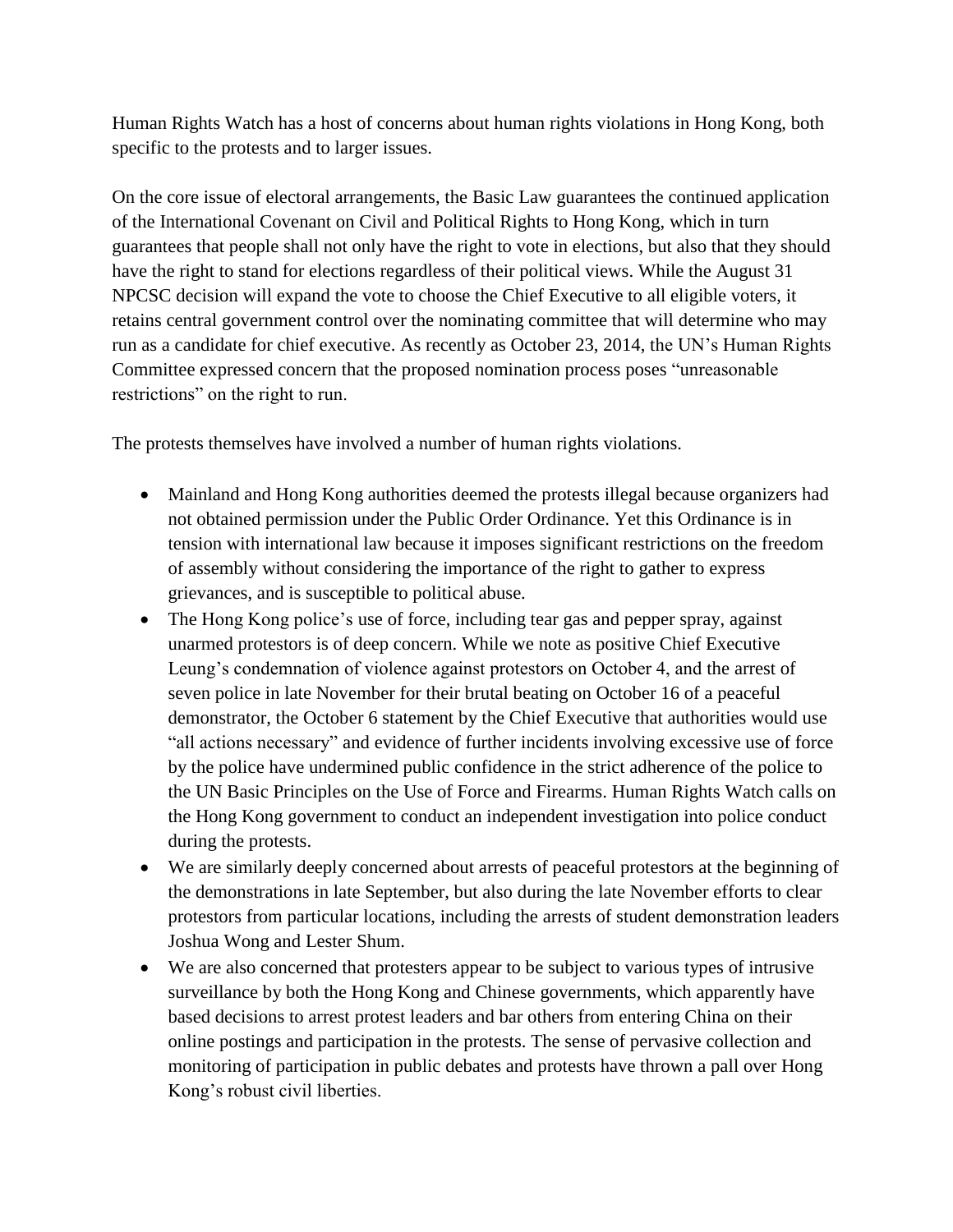Human Rights Watch has a host of concerns about human rights violations in Hong Kong, both specific to the protests and to larger issues.

On the core issue of electoral arrangements, the Basic Law guarantees the continued application of the International Covenant on Civil and Political Rights to Hong Kong, which in turn guarantees that people shall not only have the right to vote in elections, but also that they should have the right to stand for elections regardless of their political views. While the August 31 NPCSC decision will expand the vote to choose the Chief Executive to all eligible voters, it retains central government control over the nominating committee that will determine who may run as a candidate for chief executive. As recently as October 23, 2014, the UN's Human Rights Committee expressed concern that the proposed nomination process poses "unreasonable restrictions" on the right to run.

The protests themselves have involved a number of human rights violations.

- Mainland and Hong Kong authorities deemed the protests illegal because organizers had not obtained permission under the Public Order Ordinance. Yet this Ordinance is in tension with international law because it imposes significant restrictions on the freedom of assembly without considering the importance of the right to gather to express grievances, and is susceptible to political abuse.
- The Hong Kong police's use of force, including tear gas and pepper spray, against unarmed protestors is of deep concern. While we note as positive Chief Executive Leung's condemnation of violence against protestors on October 4, and the arrest of seven police in late November for their brutal beating on October 16 of a peaceful demonstrator, the October 6 statement by the Chief Executive that authorities would use "all actions necessary" and evidence of further incidents involving excessive use of force by the police have undermined public confidence in the strict adherence of the police to the UN Basic Principles on the Use of Force and Firearms. Human Rights Watch calls on the Hong Kong government to conduct an independent investigation into police conduct during the protests.
- We are similarly deeply concerned about arrests of peaceful protestors at the beginning of the demonstrations in late September, but also during the late November efforts to clear protestors from particular locations, including the arrests of student demonstration leaders Joshua Wong and Lester Shum.
- We are also concerned that protesters appear to be subject to various types of intrusive surveillance by both the Hong Kong and Chinese governments, which apparently have based decisions to arrest protest leaders and bar others from entering China on their online postings and participation in the protests. The sense of pervasive collection and monitoring of participation in public debates and protests have thrown a pall over Hong Kong's robust civil liberties.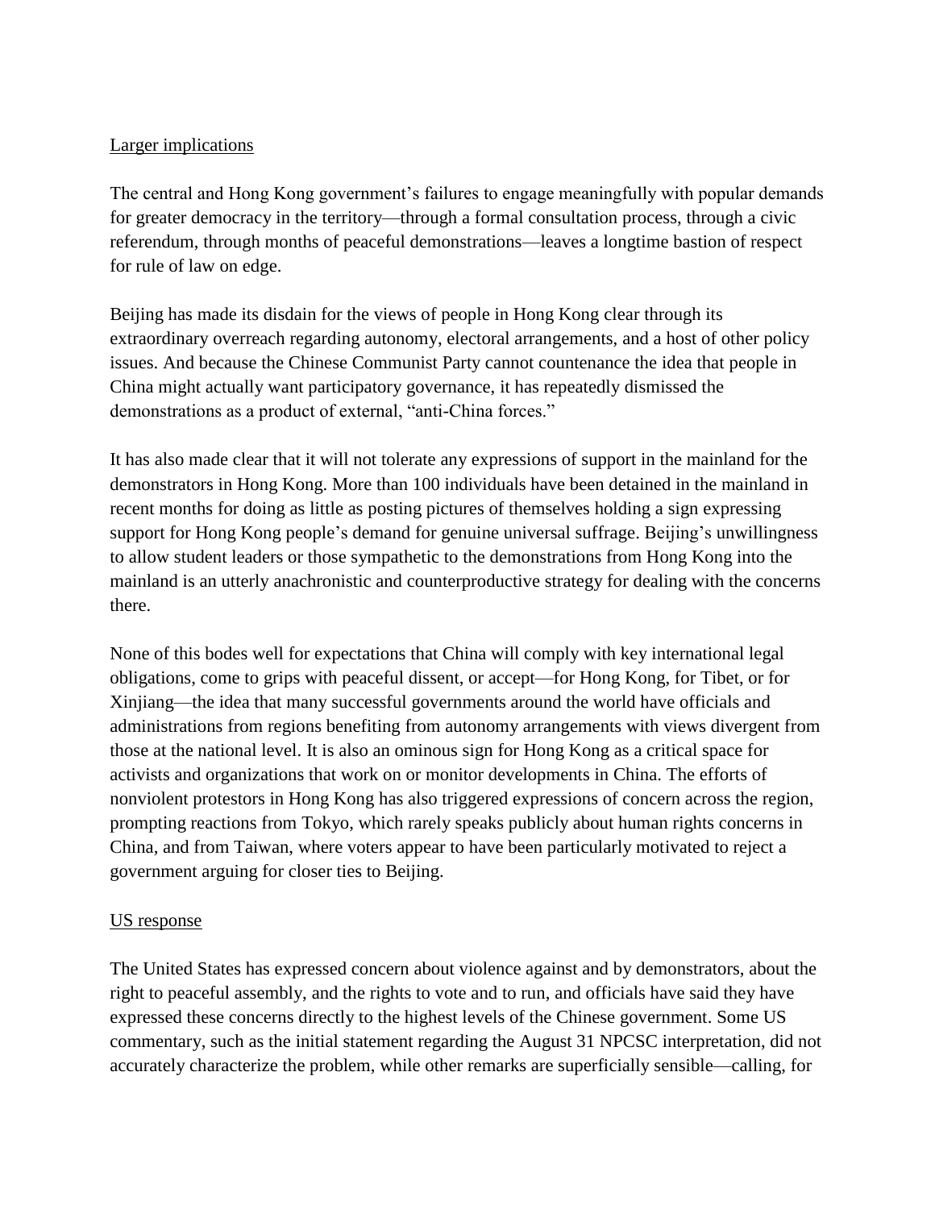Larger implications

The central and Hong Kong government's failures to engage meaningfully with popular demands for greater democracy in the territory—through a formal consultation process, through a civic referendum, through months of peaceful demonstrations—leaves a longtime bastion of respect for rule of law on edge.

Beijing has made its disdain for the views of people in Hong Kong clear through its extraordinary overreach regarding autonomy, electoral arrangements, and a host of other policy issues. And because the Chinese Communist Party cannot countenance the idea that people in China might actually want participatory governance, it has repeatedly dismissed the demonstrations as a product of external, "anti-China forces."

It has also made clear that it will not tolerate any expressions of support in the mainland for the demonstrators in Hong Kong. More than 100 individuals have been detained in the mainland in recent months for doing as little as posting pictures of themselves holding a sign expressing support for Hong Kong people's demand for genuine universal suffrage. Beijing's unwillingness to allow student leaders or those sympathetic to the demonstrations from Hong Kong into the mainland is an utterly anachronistic and counterproductive strategy for dealing with the concerns there.

None of this bodes well for expectations that China will comply with key international legal obligations, come to grips with peaceful dissent, or accept—for Hong Kong, for Tibet, or for Xinjiang—the idea that many successful governments around the world have officials and administrations from regions benefiting from autonomy arrangements with views divergent from those at the national level. It is also an ominous sign for Hong Kong as a critical space for activists and organizations that work on or monitor developments in China. The efforts of nonviolent protestors in Hong Kong has also triggered expressions of concern across the region, prompting reactions from Tokyo, which rarely speaks publicly about human rights concerns in China, and from Taiwan, where voters appear to have been particularly motivated to reject a government arguing for closer ties to Beijing.

US response

The United States has expressed concern about violence against and by demonstrators, about the right to peaceful assembly, and the rights to vote and to run, and officials have said they have expressed these concerns directly to the highest levels of the Chinese government. Some US commentary, such as the initial statement regarding the August 31 NPCSC interpretation, did not accurately characterize the problem, while other remarks are superficially sensible—calling, for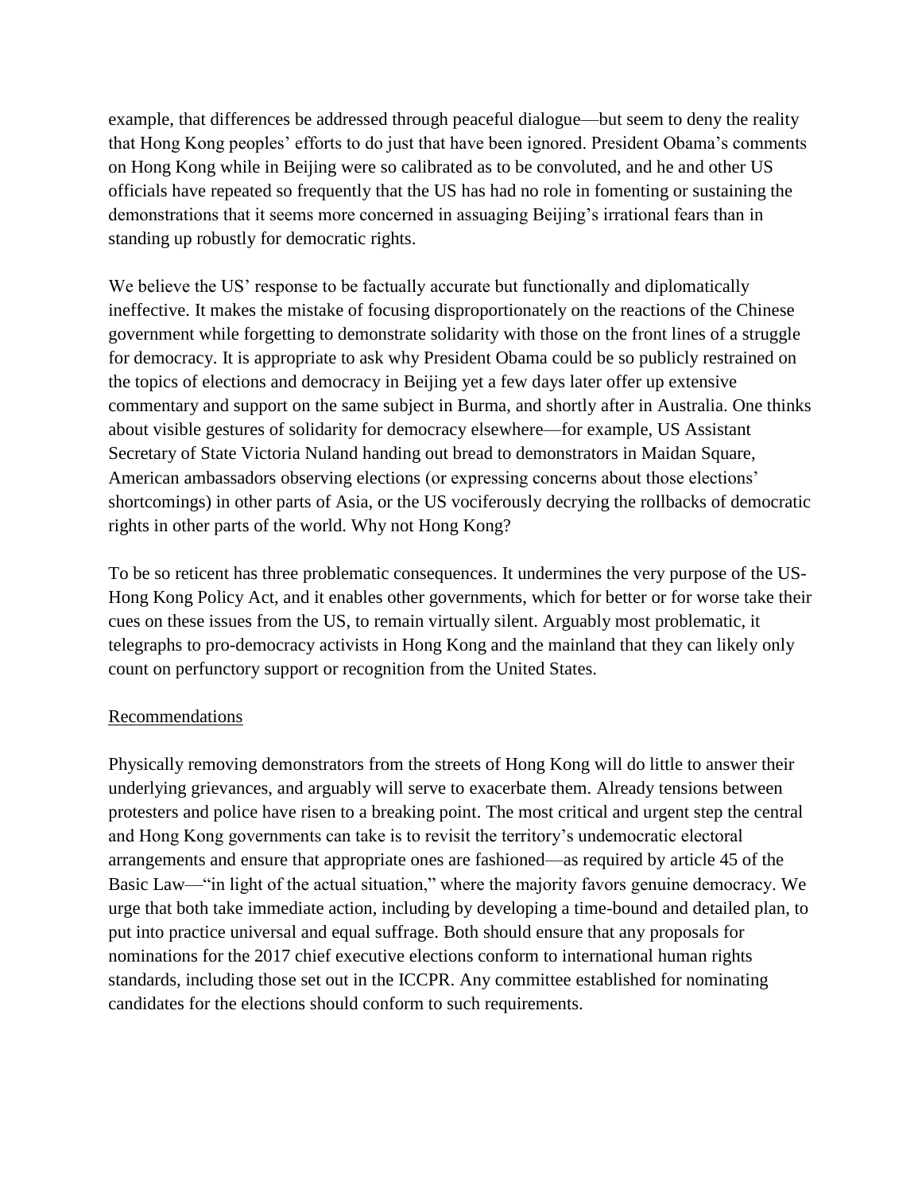example, that differences be addressed through peaceful dialogue—but seem to deny the reality that Hong Kong peoples' efforts to do just that have been ignored. President Obama's comments on Hong Kong while in Beijing were so calibrated as to be convoluted, and he and other US officials have repeated so frequently that the US has had no role in fomenting or sustaining the demonstrations that it seems more concerned in assuaging Beijing's irrational fears than in standing up robustly for democratic rights.

We believe the US' response to be factually accurate but functionally and diplomatically ineffective. It makes the mistake of focusing disproportionately on the reactions of the Chinese government while forgetting to demonstrate solidarity with those on the front lines of a struggle for democracy. It is appropriate to ask why President Obama could be so publicly restrained on the topics of elections and democracy in Beijing yet a few days later offer up extensive commentary and support on the same subject in Burma, and shortly after in Australia. One thinks about visible gestures of solidarity for democracy elsewhere—for example, US Assistant Secretary of State Victoria Nuland handing out bread to demonstrators in Maidan Square, American ambassadors observing elections (or expressing concerns about those elections' shortcomings) in other parts of Asia, or the US vociferously decrying the rollbacks of democratic rights in other parts of the world. Why not Hong Kong?

To be so reticent has three problematic consequences. It undermines the very purpose of the US-Hong Kong Policy Act, and it enables other governments, which for better or for worse take their cues on these issues from the US, to remain virtually silent. Arguably most problematic, it telegraphs to pro-democracy activists in Hong Kong and the mainland that they can likely only count on perfunctory support or recognition from the United States.

## Recommendations

Physically removing demonstrators from the streets of Hong Kong will do little to answer their underlying grievances, and arguably will serve to exacerbate them. Already tensions between protesters and police have risen to a breaking point. The most critical and urgent step the central and Hong Kong governments can take is to revisit the territory's undemocratic electoral arrangements and ensure that appropriate ones are fashioned—as required by article 45 of the Basic Law—"in light of the actual situation," where the majority favors genuine democracy. We urge that both take immediate action, including by developing a time-bound and detailed plan, to put into practice universal and equal suffrage. Both should ensure that any proposals for nominations for the 2017 chief executive elections conform to international human rights standards, including those set out in the ICCPR. Any committee established for nominating candidates for the elections should conform to such requirements.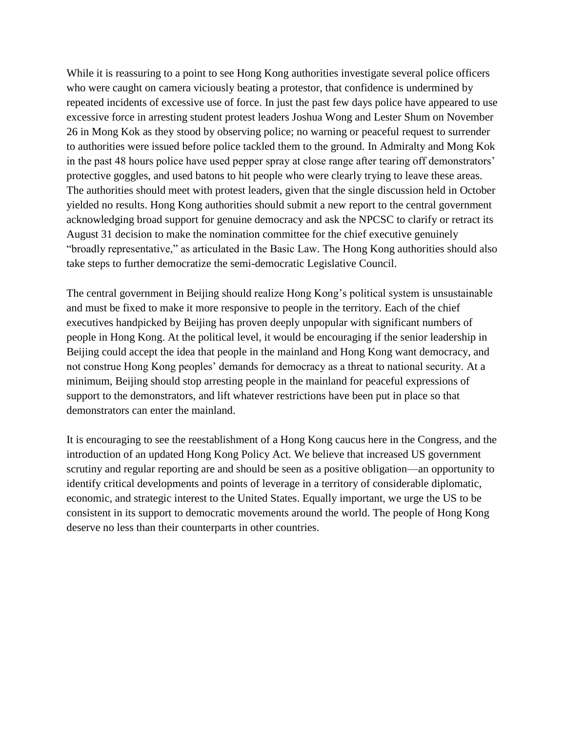While it is reassuring to a point to see Hong Kong authorities investigate several police officers who were caught on camera viciously beating a protestor, that confidence is undermined by repeated incidents of excessive use of force. In just the past few days police have appeared to use excessive force in arresting student protest leaders Joshua Wong and Lester Shum on November 26 in Mong Kok as they stood by observing police; no warning or peaceful request to surrender to authorities were issued before police tackled them to the ground. In Admiralty and Mong Kok in the past 48 hours police have used pepper spray at close range after tearing off demonstrators' protective goggles, and used batons to hit people who were clearly trying to leave these areas. The authorities should meet with protest leaders, given that the single discussion held in October yielded no results. Hong Kong authorities should submit a new report to the central government acknowledging broad support for genuine democracy and ask the NPCSC to clarify or retract its August 31 decision to make the nomination committee for the chief executive genuinely "broadly representative," as articulated in the Basic Law. The Hong Kong authorities should also take steps to further democratize the semi-democratic Legislative Council.

The central government in Beijing should realize Hong Kong's political system is unsustainable and must be fixed to make it more responsive to people in the territory. Each of the chief executives handpicked by Beijing has proven deeply unpopular with significant numbers of people in Hong Kong. At the political level, it would be encouraging if the senior leadership in Beijing could accept the idea that people in the mainland and Hong Kong want democracy, and not construe Hong Kong peoples' demands for democracy as a threat to national security. At a minimum, Beijing should stop arresting people in the mainland for peaceful expressions of support to the demonstrators, and lift whatever restrictions have been put in place so that demonstrators can enter the mainland.

It is encouraging to see the reestablishment of a Hong Kong caucus here in the Congress, and the introduction of an updated Hong Kong Policy Act. We believe that increased US government scrutiny and regular reporting are and should be seen as a positive obligation—an opportunity to identify critical developments and points of leverage in a territory of considerable diplomatic, economic, and strategic interest to the United States. Equally important, we urge the US to be consistent in its support to democratic movements around the world. The people of Hong Kong deserve no less than their counterparts in other countries.